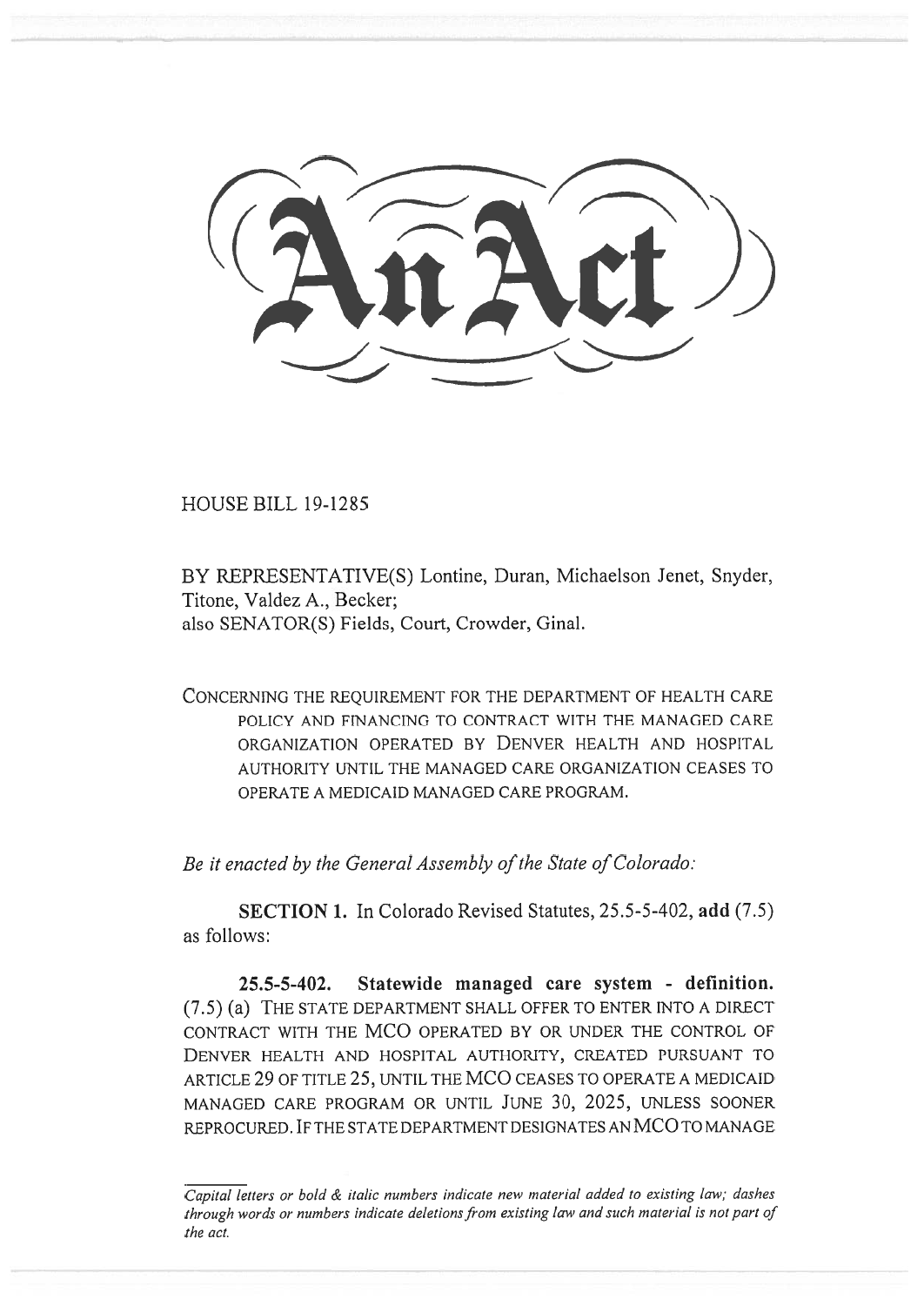# An Act

HOUSE BILL 19-1285

BY REPRESENTATIVE(S) Lontine, Duran, Michaelson Jenet, Snyder, Titone, Valdez A., Becker;
also SENATOR(S) Fields, Court, Crowder, Ginal.

CONCERNING THE REQUIREMENT FOR THE DEPARTMENT OF HEALTH CARE POLICY AND FINANCING TO CONTRACT WITH THE MANAGED CARE ORGANIZATION OPERATED BY DENVER HEALTH AND HOSPITAL AUTHORITY UNTIL THE MANAGED CARE ORGANIZATION CEASES TO OPERATE A MEDICAID MANAGED CARE PROGRAM.

*Be it enacted by the General Assembly of the State of Colorado:*

**SECTION 1.** In Colorado Revised Statutes, 25.5-5-402, **add** (7.5) as follows:

**25.5-5-402. Statewide managed care system - definition.** (7.5) (a) THE STATE DEPARTMENT SHALL OFFER TO ENTER INTO A DIRECT CONTRACT WITH THE MCO OPERATED BY OR UNDER THE CONTROL OF DENVER HEALTH AND HOSPITAL AUTHORITY, CREATED PURSUANT TO ARTICLE 29 OF TITLE 25, UNTIL THE MCO CEASES TO OPERATE A MEDICAID MANAGED CARE PROGRAM OR UNTIL JUNE 30, 2025, UNLESS SOONER REPROCURED. IF THE STATE DEPARTMENT DESIGNATES AN MCO TO MANAGE

*Capital letters or bold & italic numbers indicate new material added to existing law; dashes through words or numbers indicate deletions from existing law and such material is not part of the act.*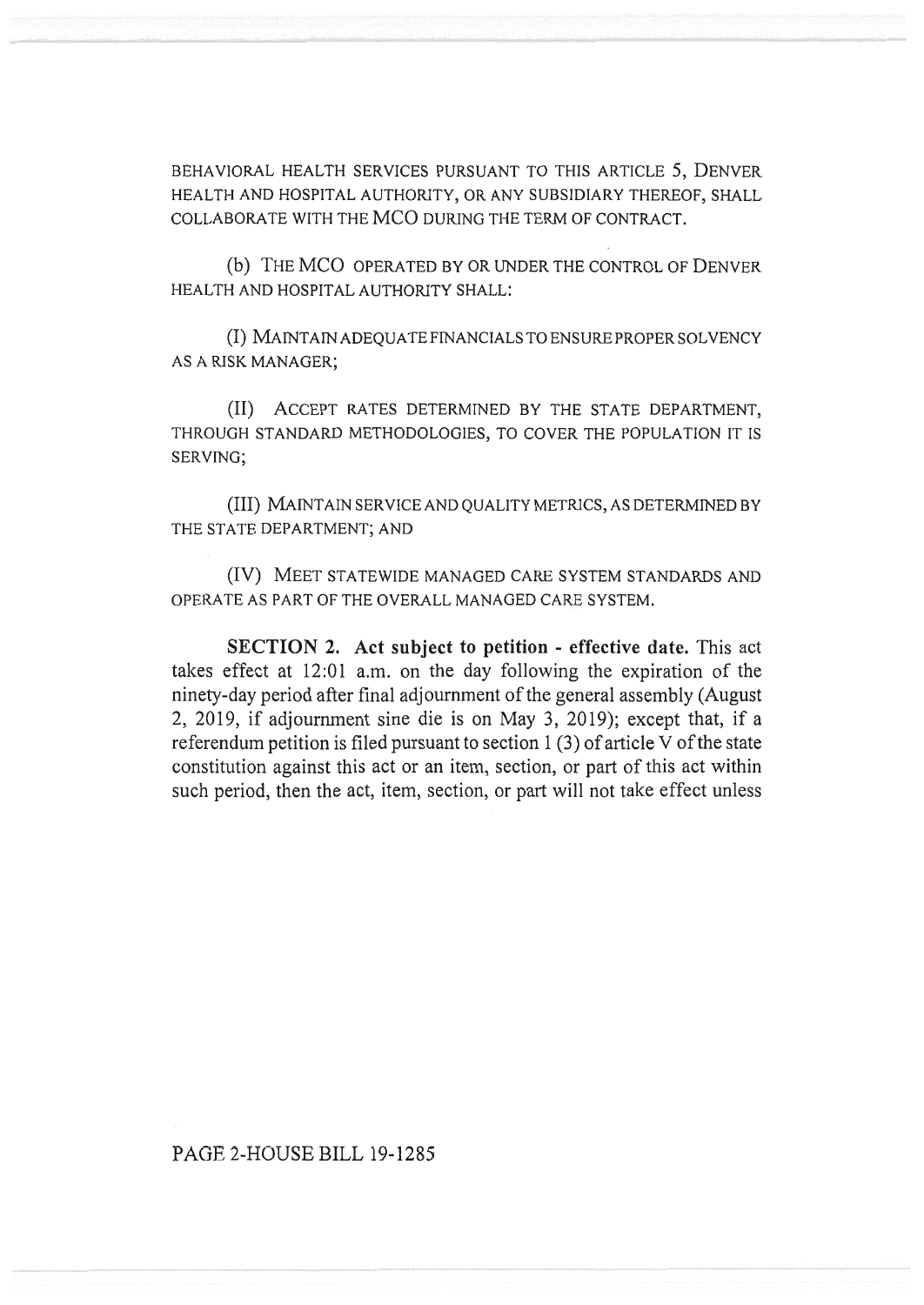BEHAVIORAL HEALTH SERVICES PURSUANT TO THIS ARTICLE 5, DENVER HEALTH AND HOSPITAL AUTHORITY, OR ANY SUBSIDIARY THEREOF, SHALL COLLABORATE WITH THE MCO DURING THE TERM OF CONTRACT.

(b) THE MCO OPERATED BY OR UNDER THE CONTROL OF DENVER HEALTH AND HOSPITAL AUTHORITY SHALL:

(I) MAINTAIN ADEQUATE FINANCIALS TO ENSURE PROPER SOLVENCY AS A RISK MANAGER;

(II) ACCEPT RATES DETERMINED BY THE STATE DEPARTMENT, THROUGH STANDARD METHODOLOGIES, TO COVER THE POPULATION IT IS SERVING;

(III) MAINTAIN SERVICE AND QUALITY METRICS, AS DETERMINED BY THE STATE DEPARTMENT; AND

(IV) MEET STATEWIDE MANAGED CARE SYSTEM STANDARDS AND OPERATE AS PART OF THE OVERALL MANAGED CARE SYSTEM.

**SECTION 2. Act subject to petition - effective date.** This act takes effect at 12:01 a.m. on the day following the expiration of the ninety-day period after final adjournment of the general assembly (August 2, 2019, if adjournment sine die is on May 3, 2019); except that, if a referendum petition is filed pursuant to section 1 (3) of article V of the state constitution against this act or an item, section, or part of this act within such period, then the act, item, section, or part will not take effect unless

PAGE 2-HOUSE BILL 19-1285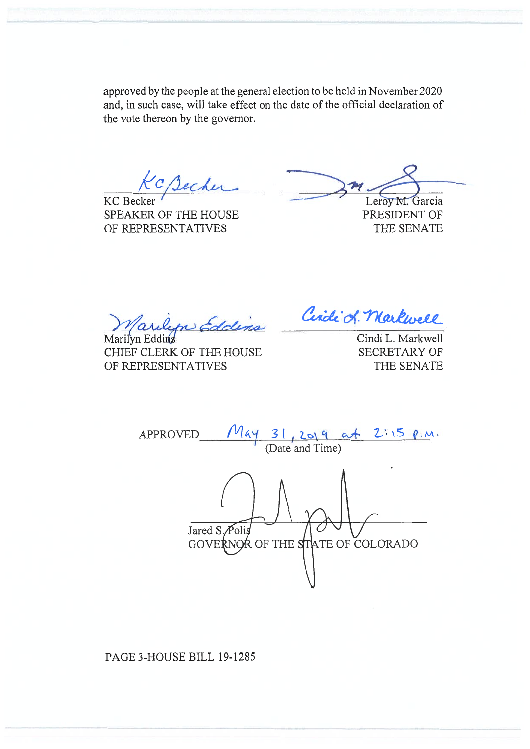approved by the people at the general election to be held in November 2020 and, in such case, will take effect on the date of the official declaration of the vote thereon by the governor.

KC Becker
SPEAKER OF THE HOUSE
OF REPRESENTATIVES

Leroy M. Garcia
PRESIDENT OF
THE SENATE

Marilyn Eddins
CHIEF CLERK OF THE HOUSE
OF REPRESENTATIVES

Cindi L. Markwell
SECRETARY OF
THE SENATE

APPROVED May 31, 2019 at 2:15 p.m.
(Date and Time)

Jared S. Polis
GOVERNOR OF THE STATE OF COLORADO

PAGE 3-HOUSE BILL 19-1285